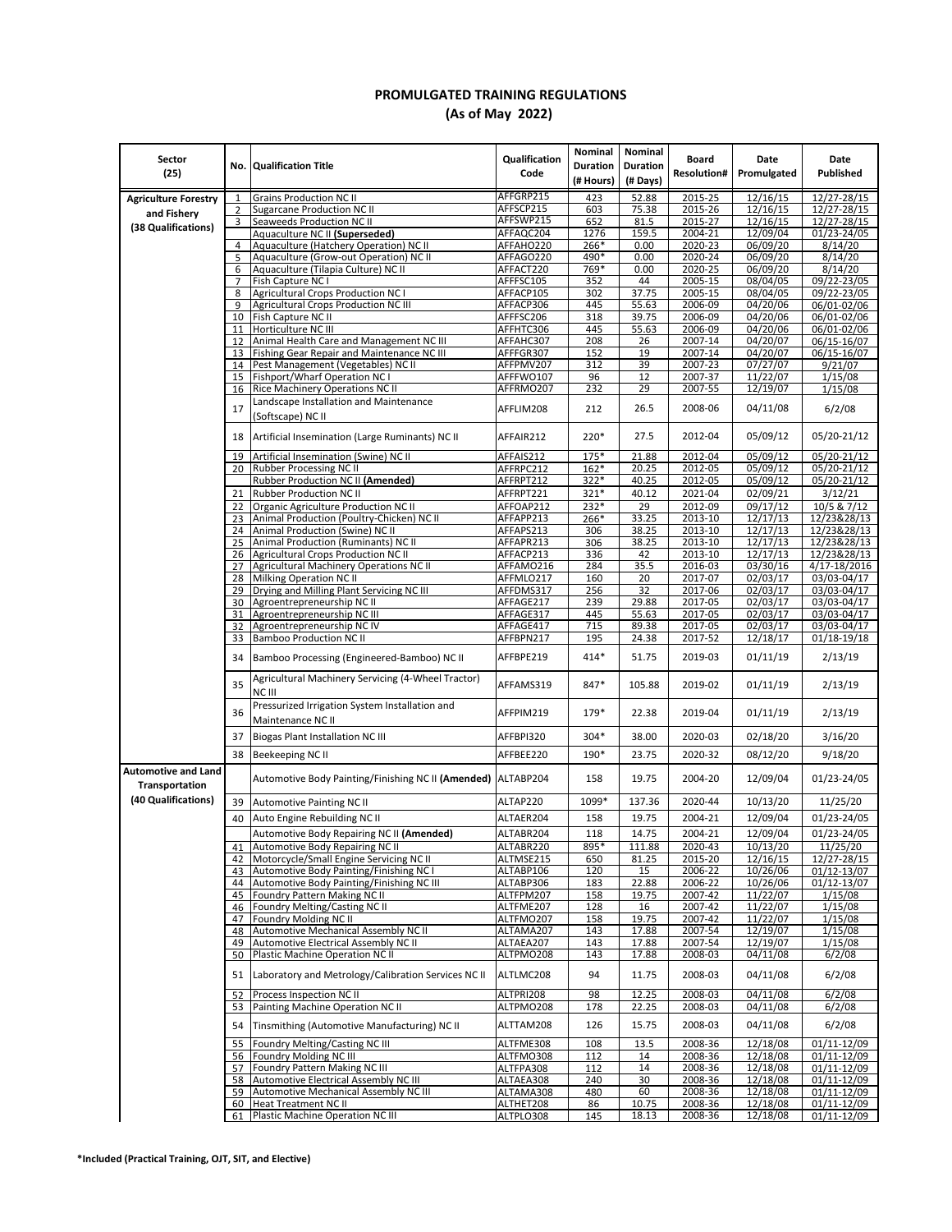# PROMULGATED TRAINING REGULATIONS
## (As of May 2022)

| Sector (25) | No. | Qualification Title | Qualification Code | Nominal Duration (# Hours) | Nominal Duration (# Days) | Board Resolution# | Date Promulgated | Date Published |
|---|---|---|---|---|---|---|---|---|
| Agriculture Forestry and Fishery (38 Qualifications) | 1 | Grains Production NC II | AFFGRP215 | 423 | 52.88 | 2015-25 | 12/16/15 | 12/27-28/15 |
| | 2 | Sugarcane Production NC II | AFFSCP215 | 603 | 75.38 | 2015-26 | 12/16/15 | 12/27-28/15 |
| | 3 | Seaweeds Production NC II | AFFSWP215 | 652 | 81.5 | 2015-27 | 12/16/15 | 12/27-28/15 |
| | | Aquaculture NC II **(Superseded)** | AFFAQC204 | 1276 | 159.5 | 2004-21 | 12/09/04 | 01/23-24/05 |
| | 4 | Aquaculture (Hatchery Operation) NC II | AFFAHO220 | 266* | 0.00 | 2020-23 | 06/09/20 | 8/14/20 |
| | 5 | Aquaculture (Grow-out Operation) NC II | AFFAGO220 | 490* | 0.00 | 2020-24 | 06/09/20 | 8/14/20 |
| | 6 | Aquaculture (Tilapia Culture) NC II | AFFACT220 | 769* | 0.00 | 2020-25 | 06/09/20 | 8/14/20 |
| | 7 | Fish Capture NC I | AFFFSC105 | 352 | 44 | 2005-15 | 08/04/05 | 09/22-23/05 |
| | 8 | Agricultural Crops Production NC I | AFFACP105 | 302 | 37.75 | 2005-15 | 08/04/05 | 09/22-23/05 |
| | 9 | Agricultural Crops Production NC III | AFFACP306 | 445 | 55.63 | 2006-09 | 04/20/06 | 06/01-02/06 |
| | 10 | Fish Capture NC II | AFFFSC206 | 318 | 39.75 | 2006-09 | 04/20/06 | 06/01-02/06 |
| | 11 | Horticulture NC III | AFFHTC306 | 445 | 55.63 | 2006-09 | 04/20/06 | 06/01-02/06 |
| | 12 | Animal Health Care and Management NC III | AFFAHC307 | 208 | 26 | 2007-14 | 04/20/07 | 06/15-16/07 |
| | 13 | Fishing Gear Repair and Maintenance NC III | AFFFGR307 | 152 | 19 | 2007-14 | 04/20/07 | 06/15-16/07 |
| | 14 | Pest Management (Vegetables) NC II | AFFPMV207 | 312 | 39 | 2007-23 | 07/27/07 | 9/21/07 |
| | 15 | Fishport/Wharf Operation NC I | AFFFWO107 | 96 | 12 | 2007-37 | 11/22/07 | 1/15/08 |
| | 16 | Rice Machinery Operations NC II | AFFRMO207 | 232 | 29 | 2007-55 | 12/19/07 | 1/15/08 |
| | 17 | Landscape Installation and Maintenance (Softscape) NC II | AFFLIM208 | 212 | 26.5 | 2008-06 | 04/11/08 | 6/2/08 |
| | 18 | Artificial Insemination (Large Ruminants) NC II | AFFAIR212 | 220* | 27.5 | 2012-04 | 05/09/12 | 05/20-21/12 |
| | 19 | Artificial Insemination (Swine) NC II | AFFAIS212 | 175* | 21.88 | 2012-04 | 05/09/12 | 05/20-21/12 |
| | 20 | Rubber Processing NC II | AFFRPC212 | 162* | 20.25 | 2012-05 | 05/09/12 | 05/20-21/12 |
| | | Rubber Production NC II **(Amended)** | AFFRPT212 | 322* | 40.25 | 2012-05 | 05/09/12 | 05/20-21/12 |
| | 21 | Rubber Production NC II | AFFRPT221 | 321* | 40.12 | 2021-04 | 02/09/21 | 3/12/21 |
| | 22 | Organic Agriculture Production NC II | AFFOAP212 | 232* | 29 | 2012-09 | 09/17/12 | 10/5 & 7/12 |
| | 23 | Animal Production (Poultry-Chicken) NC II | AFFAPP213 | 266* | 33.25 | 2013-10 | 12/17/13 | 12/23&28/13 |
| | 24 | Animal Production (Swine) NC II | AFFAPS213 | 306 | 38.25 | 2013-10 | 12/17/13 | 12/23&28/13 |
| | 25 | Animal Production (Ruminants) NC II | AFFAPR213 | 306 | 38.25 | 2013-10 | 12/17/13 | 12/23&28/13 |
| | 26 | Agricultural Crops Production NC II | AFFACP213 | 336 | 42 | 2013-10 | 12/17/13 | 12/23&28/13 |
| | 27 | Agricultural Machinery Operations NC II | AFFAMO216 | 284 | 35.5 | 2016-03 | 03/30/16 | 4/17-18/2016 |
| | 28 | Milking Operation NC II | AFFMLO217 | 160 | 20 | 2017-07 | 02/03/17 | 03/03-04/17 |
| | 29 | Drying and Milling Plant Servicing NC III | AFFDMS317 | 256 | 32 | 2017-06 | 02/03/17 | 03/03-04/17 |
| | 30 | Agroentrepreneurship NC II | AFFAGE217 | 239 | 29.88 | 2017-05 | 02/03/17 | 03/03-04/17 |
| | 31 | Agroentrepreneurship NC III | AFFAGE317 | 445 | 55.63 | 2017-05 | 02/03/17 | 03/03-04/17 |
| | 32 | Agroentrepreneurship NC IV | AFFAGE417 | 715 | 89.38 | 2017-05 | 02/03/17 | 03/03-04/17 |
| | 33 | Bamboo Production NC II | AFFBPN217 | 195 | 24.38 | 2017-52 | 12/18/17 | 01/18-19/18 |
| | 34 | Bamboo Processing (Engineered-Bamboo) NC II | AFFBPE219 | 414* | 51.75 | 2019-03 | 01/11/19 | 2/13/19 |
| | 35 | Agricultural Machinery Servicing (4-Wheel Tractor) NC III | AFFAMS319 | 847* | 105.88 | 2019-02 | 01/11/19 | 2/13/19 |
| | 36 | Pressurized Irrigation System Installation and Maintenance NC II | AFFPIM219 | 179* | 22.38 | 2019-04 | 01/11/19 | 2/13/19 |
| | 37 | Biogas Plant Installation NC III | AFFBPI320 | 304* | 38.00 | 2020-03 | 02/18/20 | 3/16/20 |
| | 38 | Beekeeping NC II | AFFBEE220 | 190* | 23.75 | 2020-32 | 08/12/20 | 9/18/20 |
| Automotive and Land Transportation (40 Qualifications) | | Automotive Body Painting/Finishing NC II **(Amended)** | ALTABP204 | 158 | 19.75 | 2004-20 | 12/09/04 | 01/23-24/05 |
| | 39 | Automotive Painting NC II | ALTAP220 | 1099* | 137.36 | 2020-44 | 10/13/20 | 11/25/20 |
| | 40 | Auto Engine Rebuilding NC II | ALTAER204 | 158 | 19.75 | 2004-21 | 12/09/04 | 01/23-24/05 |
| | | Automotive Body Repairing NC II **(Amended)** | ALTABR204 | 118 | 14.75 | 2004-21 | 12/09/04 | 01/23-24/05 |
| | 41 | Automotive Body Repairing NC II | ALTABR220 | 895* | 111.88 | 2020-43 | 10/13/20 | 11/25/20 |
| | 42 | Motorcycle/Small Engine Servicing NC II | ALTMSE215 | 650 | 81.25 | 2015-20 | 12/16/15 | 12/27-28/15 |
| | 43 | Automotive Body Painting/Finishing NC I | ALTABP106 | 120 | 15 | 2006-22 | 10/26/06 | 01/12-13/07 |
| | 44 | Automotive Body Painting/Finishing NC III | ALTABP306 | 183 | 22.88 | 2006-22 | 10/26/06 | 01/12-13/07 |
| | 45 | Foundry Pattern Making NC II | ALTFPM207 | 158 | 19.75 | 2007-42 | 11/22/07 | 1/15/08 |
| | 46 | Foundry Melting/Casting NC II | ALTFME207 | 128 | 16 | 2007-42 | 11/22/07 | 1/15/08 |
| | 47 | Foundry Molding NC II | ALTFMO207 | 158 | 19.75 | 2007-42 | 11/22/07 | 1/15/08 |
| | 48 | Automotive Mechanical Assembly NC II | ALTAMA207 | 143 | 17.88 | 2007-54 | 12/19/07 | 1/15/08 |
| | 49 | Automotive Electrical Assembly NC II | ALTAEA207 | 143 | 17.88 | 2007-54 | 12/19/07 | 1/15/08 |
| | 50 | Plastic Machine Operation NC II | ALTPMO208 | 143 | 17.88 | 2008-03 | 04/11/08 | 6/2/08 |
| | 51 | Laboratory and Metrology/Calibration Services NC II | ALTLMC208 | 94 | 11.75 | 2008-03 | 04/11/08 | 6/2/08 |
| | 52 | Process Inspection NC II | ALTPRI208 | 98 | 12.25 | 2008-03 | 04/11/08 | 6/2/08 |
| | 53 | Painting Machine Operation NC II | ALTPMO208 | 178 | 22.25 | 2008-03 | 04/11/08 | 6/2/08 |
| | 54 | Tinsmithing (Automotive Manufacturing) NC II | ALTTAM208 | 126 | 15.75 | 2008-03 | 04/11/08 | 6/2/08 |
| | 55 | Foundry Melting/Casting NC III | ALTFME308 | 108 | 13.5 | 2008-36 | 12/18/08 | 01/11-12/09 |
| | 56 | Foundry Molding NC III | ALTFMO308 | 112 | 14 | 2008-36 | 12/18/08 | 01/11-12/09 |
| | 57 | Foundry Pattern Making NC III | ALTFPA308 | 112 | 14 | 2008-36 | 12/18/08 | 01/11-12/09 |
| | 58 | Automotive Electrical Assembly NC III | ALTAEA308 | 240 | 30 | 2008-36 | 12/18/08 | 01/11-12/09 |
| | 59 | Automotive Mechanical Assembly NC III | ALTAMA308 | 480 | 60 | 2008-36 | 12/18/08 | 01/11-12/09 |
| | 60 | Heat Treatment NC II | ALTHET208 | 86 | 10.75 | 2008-36 | 12/18/08 | 01/11-12/09 |
| | 61 | Plastic Machine Operation NC III | ALTPLO308 | 145 | 18.13 | 2008-36 | 12/18/08 | 01/11-12/09 |

**\*Included (Practical Training, OJT, SIT, and Elective)**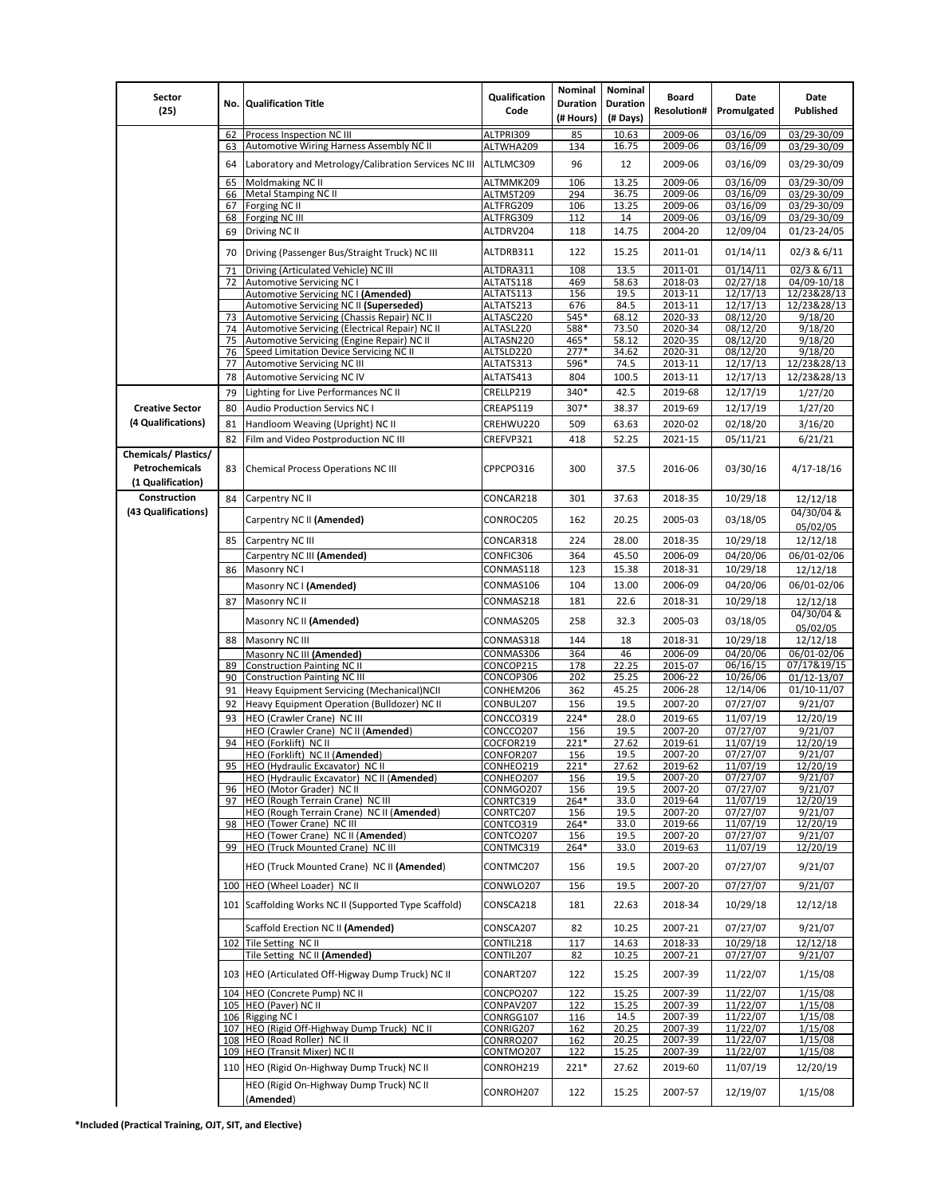| Sector (25) | No. | Qualification Title | Qualification Code | Nominal Duration (# Hours) | Nominal Duration (# Days) | Board Resolution# | Date Promulgated | Date Published |
|---|---|---|---|---|---|---|---|---|
| | 62 | Process Inspection NC III | ALTPRI309 | 85 | 10.63 | 2009-06 | 03/16/09 | 03/29-30/09 |
| | 63 | Automotive Wiring Harness Assembly NC II | ALTWHA209 | 134 | 16.75 | 2009-06 | 03/16/09 | 03/29-30/09 |
| | 64 | Laboratory and Metrology/Calibration Services NC III | ALTLMC309 | 96 | 12 | 2009-06 | 03/16/09 | 03/29-30/09 |
| | 65 | Moldmaking NC II | ALTMMK209 | 106 | 13.25 | 2009-06 | 03/16/09 | 03/29-30/09 |
| | 66 | Metal Stamping NC II | ALTMST209 | 294 | 36.75 | 2009-06 | 03/16/09 | 03/29-30/09 |
| | 67 | Forging NC II | ALTFRG209 | 106 | 13.25 | 2009-06 | 03/16/09 | 03/29-30/09 |
| | 68 | Forging NC III | ALTFRG309 | 112 | 14 | 2009-06 | 03/16/09 | 03/29-30/09 |
| | 69 | Driving NC II | ALTDRV204 | 118 | 14.75 | 2004-20 | 12/09/04 | 01/23-24/05 |
| | 70 | Driving (Passenger Bus/Straight Truck) NC III | ALTDRB311 | 122 | 15.25 | 2011-01 | 01/14/11 | 02/3 & 6/11 |
| | 71 | Driving (Articulated Vehicle) NC III | ALTDRA311 | 108 | 13.5 | 2011-01 | 01/14/11 | 02/3 & 6/11 |
| | 72 | Automotive Servicing NC I | ALTATS118 | 469 | 58.63 | 2018-03 | 02/27/18 | 04/09-10/18 |
| | | Automotive Servicing NC I **(Amended)** | ALTATS113 | 156 | 19.5 | 2013-11 | 12/17/13 | 12/23&28/13 |
| | | Automotive Servicing NC II **(Superseded)** | ALTATS213 | 676 | 84.5 | 2013-11 | 12/17/13 | 12/23&28/13 |
| | 73 | Automotive Servicing (Chassis Repair) NC II | ALTASC220 | 545* | 68.12 | 2020-33 | 08/12/20 | 9/18/20 |
| | 74 | Automotive Servicing (Electrical Repair) NC II | ALTASL220 | 588* | 73.50 | 2020-34 | 08/12/20 | 9/18/20 |
| | 75 | Automotive Servicing (Engine Repair) NC II | ALTASN220 | 465* | 58.12 | 2020-35 | 08/12/20 | 9/18/20 |
| | 76 | Speed Limitation Device Servicing NC II | ALTSLD220 | 277* | 34.62 | 2020-31 | 08/12/20 | 9/18/20 |
| | 77 | Automotive Servicing NC III | ALTATS313 | 596* | 74.5 | 2013-11 | 12/17/13 | 12/23&28/13 |
| | 78 | Automotive Servicing NC IV | ALTATS413 | 804 | 100.5 | 2013-11 | 12/17/13 | 12/23&28/13 |
| **Creative Sector (4 Qualifications)** | 79 | Lighting for Live Performances NC II | CRELLP219 | 340* | 42.5 | 2019-68 | 12/17/19 | 1/27/20 |
| | 80 | Audio Production Servics NC I | CREAPS119 | 307* | 38.37 | 2019-69 | 12/17/19 | 1/27/20 |
| | 81 | Handloom Weaving (Upright) NC II | CREHWU220 | 509 | 63.63 | 2020-02 | 02/18/20 | 3/16/20 |
| | 82 | Film and Video Postproduction NC III | CREFVP321 | 418 | 52.25 | 2021-15 | 05/11/21 | 6/21/21 |
| **Chemicals/ Plastics/ Petrochemicals (1 Qualification)** | 83 | Chemical Process Operations NC III | CPPCPO316 | 300 | 37.5 | 2016-06 | 03/30/16 | 4/17-18/16 |
| **Construction (43 Qualifications)** | 84 | Carpentry NC II | CONCAR218 | 301 | 37.63 | 2018-35 | 10/29/18 | 12/12/18 |
| | | Carpentry NC II **(Amended)** | CONROC205 | 162 | 20.25 | 2005-03 | 03/18/05 | 04/30/04 & 05/02/05 |
| | 85 | Carpentry NC III | CONCAR318 | 224 | 28.00 | 2018-35 | 10/29/18 | 12/12/18 |
| | | Carpentry NC III **(Amended)** | CONFIC306 | 364 | 45.50 | 2006-09 | 04/20/06 | 06/01-02/06 |
| | 86 | Masonry NC I | CONMAS118 | 123 | 15.38 | 2018-31 | 10/29/18 | 12/12/18 |
| | | Masonry NC I **(Amended)** | CONMAS106 | 104 | 13.00 | 2006-09 | 04/20/06 | 06/01-02/06 |
| | 87 | Masonry NC II | CONMAS218 | 181 | 22.6 | 2018-31 | 10/29/18 | 12/12/18 |
| | | Masonry NC II **(Amended)** | CONMAS205 | 258 | 32.3 | 2005-03 | 03/18/05 | 04/30/04 & 05/02/05 |
| | 88 | Masonry NC III | CONMAS318 | 144 | 18 | 2018-31 | 10/29/18 | 12/12/18 |
| | | Masonry NC III **(Amended)** | CONMAS306 | 364 | 46 | 2006-09 | 04/20/06 | 06/01-02/06 |
| | 89 | Construction Painting NC II | CONCOP215 | 178 | 22.25 | 2015-07 | 06/16/15 | 07/17&19/15 |
| | 90 | Construction Painting NC III | CONCOP306 | 202 | 25.25 | 2006-22 | 10/26/06 | 01/12-13/07 |
| | 91 | Heavy Equipment Servicing (Mechanical)NCII | CONHEM206 | 362 | 45.25 | 2006-28 | 12/14/06 | 01/10-11/07 |
| | 92 | Heavy Equipment Operation (Bulldozer) NC II | CONBUL207 | 156 | 19.5 | 2007-20 | 07/27/07 | 9/21/07 |
| | 93 | HEO (Crawler Crane) NC III | CONCCO319 | 224* | 28.0 | 2019-65 | 11/07/19 | 12/20/19 |
| | | HEO (Crawler Crane) NC II (**Amended**) | CONCCO207 | 156 | 19.5 | 2007-20 | 07/27/07 | 9/21/07 |
| | 94 | HEO (Forklift) NC II | COCFOR219 | 221* | 27.62 | 2019-61 | 11/07/19 | 12/20/19 |
| | | HEO (Forklift) NC II (**Amended**) | CONFOR207 | 156 | 19.5 | 2007-20 | 07/27/07 | 9/21/07 |
| | 95 | HEO (Hydraulic Excavator) NC II | CONHEO219 | 221* | 27.62 | 2019-62 | 11/07/19 | 12/20/19 |
| | | HEO (Hydraulic Excavator) NC II (**Amended**) | CONHEO207 | 156 | 19.5 | 2007-20 | 07/27/07 | 9/21/07 |
| | 96 | HEO (Motor Grader) NC II | CONMGO207 | 156 | 19.5 | 2007-20 | 07/27/07 | 9/21/07 |
| | 97 | HEO (Rough Terrain Crane) NC III | CONRTC319 | 264* | 33.0 | 2019-64 | 11/07/19 | 12/20/19 |
| | | HEO (Rough Terrain Crane) NC II (**Amended**) | CONRTC207 | 156 | 19.5 | 2007-20 | 07/27/07 | 9/21/07 |
| | 98 | HEO (Tower Crane) NC III | CONTCO319 | 264* | 33.0 | 2019-66 | 11/07/19 | 12/20/19 |
| | | HEO (Tower Crane) NC II (**Amended**) | CONTCO207 | 156 | 19.5 | 2007-20 | 07/27/07 | 9/21/07 |
| | 99 | HEO (Truck Mounted Crane) NC III | CONTMC319 | 264* | 33.0 | 2019-63 | 11/07/19 | 12/20/19 |
| | | HEO (Truck Mounted Crane) NC II (**Amended**) | CONTMC207 | 156 | 19.5 | 2007-20 | 07/27/07 | 9/21/07 |
| | 100 | HEO (Wheel Loader) NC II | CONWLO207 | 156 | 19.5 | 2007-20 | 07/27/07 | 9/21/07 |
| | 101 | Scaffolding Works NC II (Supported Type Scaffold) | CONSCA218 | 181 | 22.63 | 2018-34 | 10/29/18 | 12/12/18 |
| | | Scaffold Erection NC II **(Amended)** | CONSCA207 | 82 | 10.25 | 2007-21 | 07/27/07 | 9/21/07 |
| | 102 | Tile Setting NC II | CONTIL218 | 117 | 14.63 | 2018-33 | 10/29/18 | 12/12/18 |
| | | Tile Setting NC II **(Amended)** | CONTIL207 | 82 | 10.25 | 2007-21 | 07/27/07 | 9/21/07 |
| | 103 | HEO (Articulated Off-Higway Dump Truck) NC II | CONART207 | 122 | 15.25 | 2007-39 | 11/22/07 | 1/15/08 |
| | 104 | HEO (Concrete Pump) NC II | CONCPO207 | 122 | 15.25 | 2007-39 | 11/22/07 | 1/15/08 |
| | 105 | HEO (Paver) NC II | CONPAV207 | 122 | 15.25 | 2007-39 | 11/22/07 | 1/15/08 |
| | 106 | Rigging NC I | CONRGG107 | 116 | 14.5 | 2007-39 | 11/22/07 | 1/15/08 |
| | 107 | HEO (Rigid Off-Highway Dump Truck) NC II | CONRIG207 | 162 | 20.25 | 2007-39 | 11/22/07 | 1/15/08 |
| | 108 | HEO (Road Roller) NC II | CONRRO207 | 162 | 20.25 | 2007-39 | 11/22/07 | 1/15/08 |
| | 109 | HEO (Transit Mixer) NC II | CONTMO207 | 122 | 15.25 | 2007-39 | 11/22/07 | 1/15/08 |
| | 110 | HEO (Rigid On-Highway Dump Truck) NC II | CONROH219 | 221* | 27.62 | 2019-60 | 11/07/19 | 12/20/19 |
| | | HEO (Rigid On-Highway Dump Truck) NC II (**Amended**) | CONROH207 | 122 | 15.25 | 2007-57 | 12/19/07 | 1/15/08 |

**\*Included (Practical Training, OJT, SIT, and Elective)**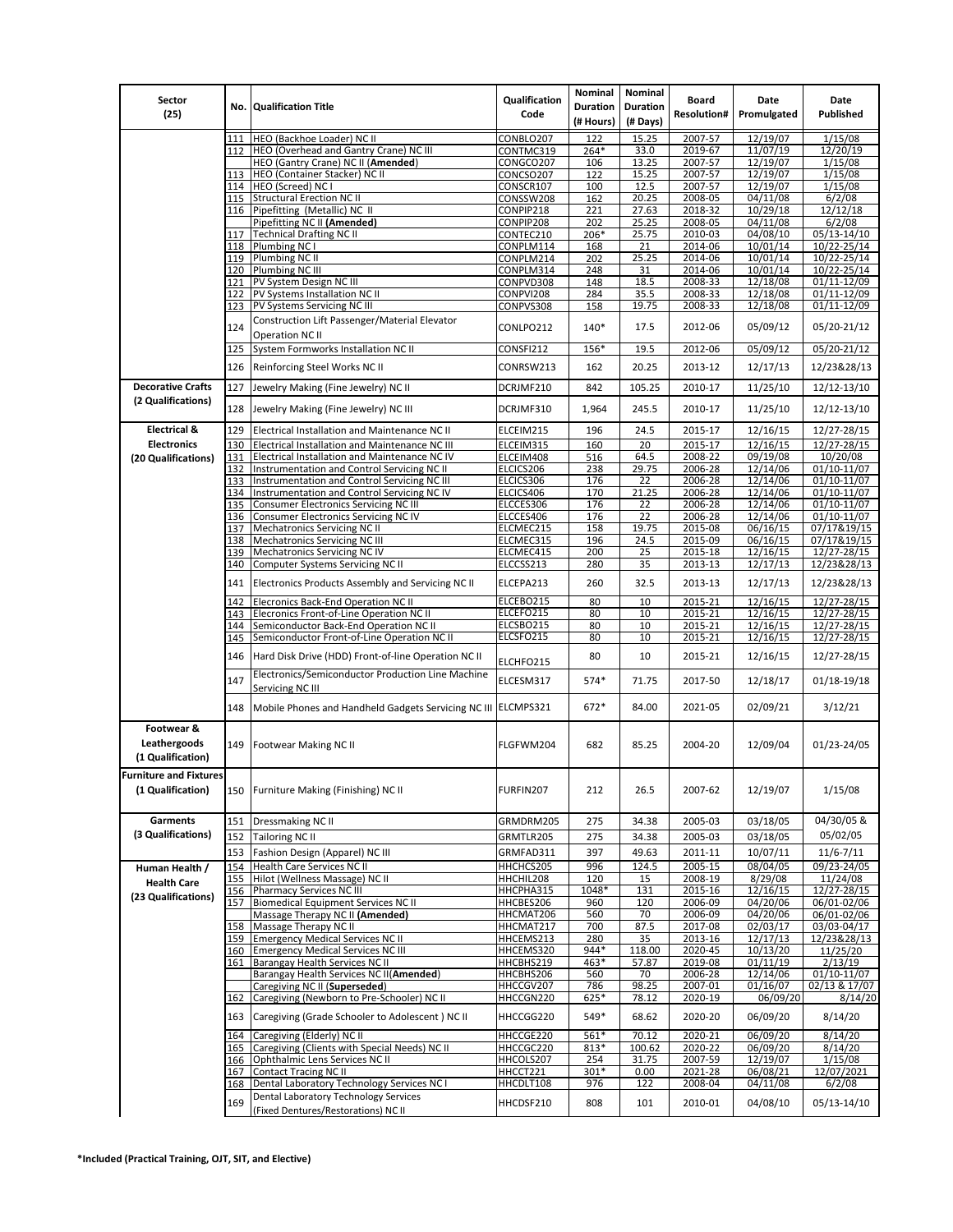| Sector (25) | No. | Qualification Title | Qualification Code | Nominal Duration (# Hours) | Nominal Duration (# Days) | Board Resolution# | Date Promulgated | Date Published |
|---|---|---|---|---|---|---|---|---|
| | 111 | HEO (Backhoe Loader) NC II | CONBLO207 | 122 | 15.25 | 2007-57 | 12/19/07 | 1/15/08 |
| | 112 | HEO (Overhead and Gantry Crane) NC III | CONTMC319 | 264* | 33.0 | 2019-67 | 11/07/19 | 12/20/19 |
| | | HEO (Gantry Crane) NC II **(Amended)** | CONGCO207 | 106 | 13.25 | 2007-57 | 12/19/07 | 1/15/08 |
| | 113 | HEO (Container Stacker) NC II | CONCSO207 | 122 | 15.25 | 2007-57 | 12/19/07 | 1/15/08 |
| | 114 | HEO (Screed) NC I | CONSCR107 | 100 | 12.5 | 2007-57 | 12/19/07 | 1/15/08 |
| | 115 | Structural Erection NC II | CONSSW208 | 162 | 20.25 | 2008-05 | 04/11/08 | 6/2/08 |
| | 116 | Pipefitting (Metallic) NC II | CONPIP218 | 221 | 27.63 | 2018-32 | 10/29/18 | 12/12/18 |
| | | Pipefitting NC II **(Amended)** | CONPIP208 | 202 | 25.25 | 2008-05 | 04/11/08 | 6/2/08 |
| | 117 | Technical Drafting NC II | CONTEC210 | 206* | 25.75 | 2010-03 | 04/08/10 | 05/13-14/10 |
| | 118 | Plumbing NC I | CONPLM114 | 168 | 21 | 2014-06 | 10/01/14 | 10/22-25/14 |
| | 119 | Plumbing NC II | CONPLM214 | 202 | 25.25 | 2014-06 | 10/01/14 | 10/22-25/14 |
| | 120 | Plumbing NC III | CONPLM314 | 248 | 31 | 2014-06 | 10/01/14 | 10/22-25/14 |
| | 121 | PV System Design NC III | CONPVD308 | 148 | 18.5 | 2008-33 | 12/18/08 | 01/11-12/09 |
| | 122 | PV Systems Installation NC II | CONPVI208 | 284 | 35.5 | 2008-33 | 12/18/08 | 01/11-12/09 |
| | 123 | PV Systems Servicing NC III | CONPVS308 | 158 | 19.75 | 2008-33 | 12/18/08 | 01/11-12/09 |
| | 124 | Construction Lift Passenger/Material Elevator Operation NC II | CONLPO212 | 140* | 17.5 | 2012-06 | 05/09/12 | 05/20-21/12 |
| | 125 | System Formworks Installation NC II | CONSFI212 | 156* | 19.5 | 2012-06 | 05/09/12 | 05/20-21/12 |
| | 126 | Reinforcing Steel Works NC II | CONRSW213 | 162 | 20.25 | 2013-12 | 12/17/13 | 12/23&28/13 |
| **Decorative Crafts (2 Qualifications)** | 127 | Jewelry Making (Fine Jewelry) NC II | DCRJMF210 | 842 | 105.25 | 2010-17 | 11/25/10 | 12/12-13/10 |
| | 128 | Jewelry Making (Fine Jewelry) NC III | DCRJMF310 | 1,964 | 245.5 | 2010-17 | 11/25/10 | 12/12-13/10 |
| **Electrical & Electronics (20 Qualifications)** | 129 | Electrical Installation and Maintenance NC II | ELCEIM215 | 196 | 24.5 | 2015-17 | 12/16/15 | 12/27-28/15 |
| | 130 | Electrical Installation and Maintenance NC III | ELCEIM315 | 160 | 20 | 2015-17 | 12/16/15 | 12/27-28/15 |
| | 131 | Electrical Installation and Maintenance NC IV | ELCEIM408 | 516 | 64.5 | 2008-22 | 09/19/08 | 10/20/08 |
| | 132 | Instrumentation and Control Servicing NC II | ELCICS206 | 238 | 29.75 | 2006-28 | 12/14/06 | 01/10-11/07 |
| | 133 | Instrumentation and Control Servicing NC III | ELCICS306 | 176 | 22 | 2006-28 | 12/14/06 | 01/10-11/07 |
| | 134 | Instrumentation and Control Servicing NC IV | ELCICS406 | 170 | 21.25 | 2006-28 | 12/14/06 | 01/10-11/07 |
| | 135 | Consumer Electronics Servicing NC III | ELCCES306 | 176 | 22 | 2006-28 | 12/14/06 | 01/10-11/07 |
| | 136 | Consumer Electronics Servicing NC IV | ELCCES406 | 176 | 22 | 2006-28 | 12/14/06 | 01/10-11/07 |
| | 137 | Mechatronics Servicing NC II | ELCMEC215 | 158 | 19.75 | 2015-08 | 06/16/15 | 07/17&19/15 |
| | 138 | Mechatronics Servicing NC III | ELCMEC315 | 196 | 24.5 | 2015-09 | 06/16/15 | 07/17&19/15 |
| | 139 | Mechatronics Servicing NC IV | ELCMEC415 | 200 | 25 | 2015-18 | 12/16/15 | 12/27-28/15 |
| | 140 | Computer Systems Servicing NC II | ELCCSS213 | 280 | 35 | 2013-13 | 12/17/13 | 12/23&28/13 |
| | 141 | Electronics Products Assembly and Servicing NC II | ELCEPA213 | 260 | 32.5 | 2013-13 | 12/17/13 | 12/23&28/13 |
| | 142 | Elecronics Back-End Operation NC II | ELCEBO215 | 80 | 10 | 2015-21 | 12/16/15 | 12/27-28/15 |
| | 143 | Elecronics Front-of-Line Operation NC II | ELCEFO215 | 80 | 10 | 2015-21 | 12/16/15 | 12/27-28/15 |
| | 144 | Semiconductor Back-End Operation NC II | ELCSBO215 | 80 | 10 | 2015-21 | 12/16/15 | 12/27-28/15 |
| | 145 | Semiconductor Front-of-Line Operation NC II | ELCSFO215 | 80 | 10 | 2015-21 | 12/16/15 | 12/27-28/15 |
| | 146 | Hard Disk Drive (HDD) Front-of-line Operation NC II | ELCHFO215 | 80 | 10 | 2015-21 | 12/16/15 | 12/27-28/15 |
| | 147 | Electronics/Semiconductor Production Line Machine Servicing NC III | ELCESM317 | 574* | 71.75 | 2017-50 | 12/18/17 | 01/18-19/18 |
| | 148 | Mobile Phones and Handheld Gadgets Servicing NC III | ELCMPS321 | 672* | 84.00 | 2021-05 | 02/09/21 | 3/12/21 |
| **Footwear & Leathergoods (1 Qualification)** | 149 | Footwear Making NC II | FLGFWM204 | 682 | 85.25 | 2004-20 | 12/09/04 | 01/23-24/05 |
| **Furniture and Fixtures (1 Qualification)** | 150 | Furniture Making (Finishing) NC II | FURFIN207 | 212 | 26.5 | 2007-62 | 12/19/07 | 1/15/08 |
| **Garments (3 Qualifications)** | 151 | Dressmaking NC II | GRMDRM205 | 275 | 34.38 | 2005-03 | 03/18/05 | 04/30/05 & 05/02/05 |
| | 152 | Tailoring NC II | GRMTLR205 | 275 | 34.38 | 2005-03 | 03/18/05 | |
| | 153 | Fashion Design (Apparel) NC III | GRMFAD311 | 397 | 49.63 | 2011-11 | 10/07/11 | 11/6-7/11 |
| **Human Health / Health Care (23 Qualifications)** | 154 | Health Care Services NC II | HHCHCS205 | 996 | 124.5 | 2005-15 | 08/04/05 | 09/23-24/05 |
| | 155 | Hilot (Wellness Massage) NC II | HHCHIL208 | 120 | 15 | 2008-19 | 8/29/08 | 11/24/08 |
| | 156 | Pharmacy Services NC III | HHCPHA315 | 1048* | 131 | 2015-16 | 12/16/15 | 12/27-28/15 |
| | 157 | Biomedical Equipment Services NC II | HHCBES206 | 960 | 120 | 2006-09 | 04/20/06 | 06/01-02/06 |
| | | Massage Therapy NC II **(Amended)** | HHCMAT206 | 560 | 70 | 2006-09 | 04/20/06 | 06/01-02/06 |
| | 158 | Massage Therapy NC II | HHCMAT217 | 700 | 87.5 | 2017-08 | 02/03/17 | 03/03-04/17 |
| | 159 | Emergency Medical Services NC II | HHCEMS213 | 280 | 35 | 2013-16 | 12/17/13 | 12/23&28/13 |
| | 160 | Emergency Medical Services NC III | HHCEMS320 | 944* | 118.00 | 2020-45 | 10/13/20 | 11/25/20 |
| | 161 | Barangay Health Services NC II | HHCBHS219 | 463* | 57.87 | 2019-08 | 01/11/19 | 2/13/19 |
| | | Barangay Health Services NC II**(Amended)** | HHCBHS206 | 560 | 70 | 2006-28 | 12/14/06 | 01/10-11/07 |
| | | Caregiving NC II (**Superseded**) | HHCCGV207 | 786 | 98.25 | 2007-01 | 01/16/07 | 02/13 & 17/07 |
| | 162 | Caregiving (Newborn to Pre-Schooler) NC II | HHCCGN220 | 625* | 78.12 | 2020-19 | 06/09/20 | 8/14/20 |
| | 163 | Caregiving (Grade Schooler to Adolescent ) NC II | HHCCGG220 | 549* | 68.62 | 2020-20 | 06/09/20 | 8/14/20 |
| | 164 | Caregiving (Elderly) NC II | HHCCGE220 | 561* | 70.12 | 2020-21 | 06/09/20 | 8/14/20 |
| | 165 | Caregiving (Clients with Special Needs) NC II | HHCCGC220 | 813* | 100.62 | 2020-22 | 06/09/20 | 8/14/20 |
| | 166 | Ophthalmic Lens Services NC II | HHCOLS207 | 254 | 31.75 | 2007-59 | 12/19/07 | 1/15/08 |
| | 167 | Contact Tracing NC II | HHCCT221 | 301* | 0.00 | 2021-28 | 06/08/21 | 12/07/2021 |
| | 168 | Dental Laboratory Technology Services NC I | HHCDLT108 | 976 | 122 | 2008-04 | 04/11/08 | 6/2/08 |
| | 169 | Dental Laboratory Technology Services (Fixed Dentures/Restorations) NC II | HHCDSF210 | 808 | 101 | 2010-01 | 04/08/10 | 05/13-14/10 |

**\*Included (Practical Training, OJT, SIT, and Elective)**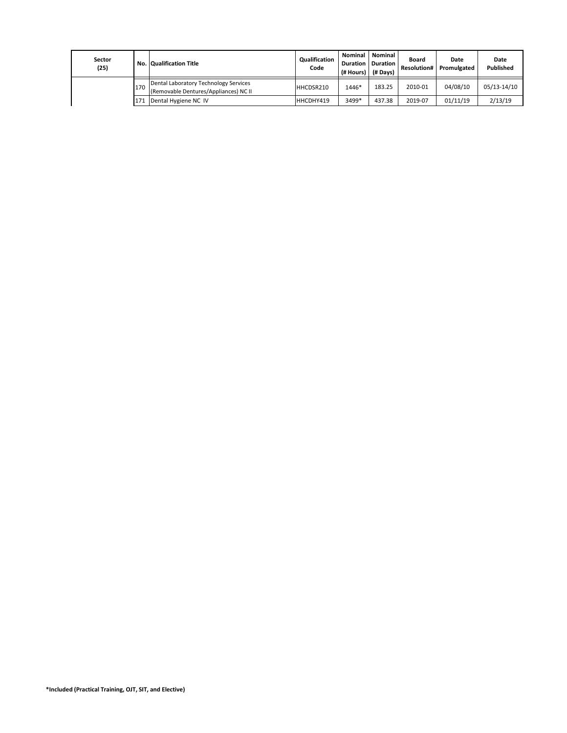| Sector (25) | No. | Qualification Title | Qualification Code | Nominal Duration (# Hours) | Nominal Duration (# Days) | Board Resolution# | Date Promulgated | Date Published |
|---|---|---|---|---|---|---|---|---|
| | 170 | Dental Laboratory Technology Services (Removable Dentures/Appliances) NC II | HHCDSR210 | 1446* | 183.25 | 2010-01 | 04/08/10 | 05/13-14/10 |
| | 171 | Dental Hygiene NC IV | HHCDHY419 | 3499* | 437.38 | 2019-07 | 01/11/19 | 2/13/19 |

**\*Included (Practical Training, OJT, SIT, and Elective)**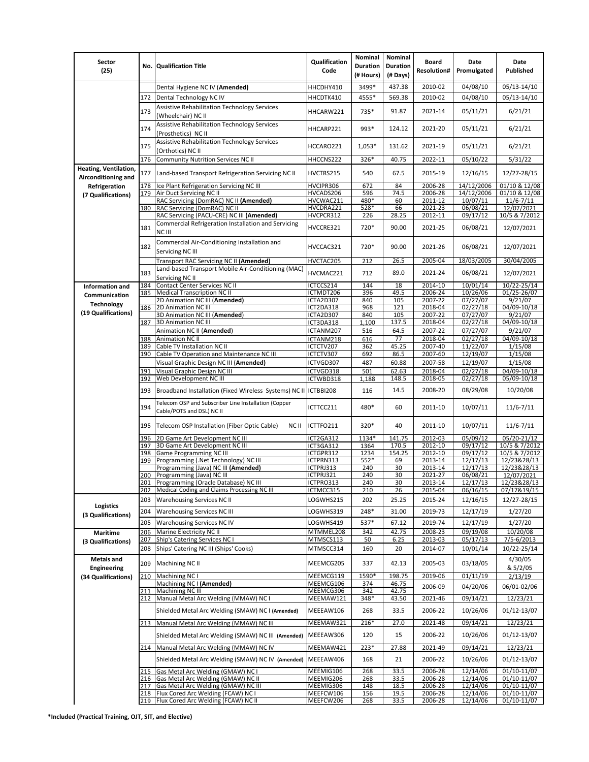| Sector (25) | No. | Qualification Title | Qualification Code | Nominal Duration (# Hours) | Nominal Duration (# Days) | Board Resolution# | Date Promulgated | Date Published |
|---|---|---|---|---|---|---|---|---|
| | | Dental Hygiene NC IV (**Amended**) | HHCDHY410 | 3499* | 437.38 | 2010-02 | 04/08/10 | 05/13-14/10 |
| | 172 | Dental Technology NC IV | HHCDTK410 | 4555* | 569.38 | 2010-02 | 04/08/10 | 05/13-14/10 |
| | 173 | Assistive Rehabilitation Technology Services (Wheelchair) NC II | HHCARW221 | 735* | 91.87 | 2021-14 | 05/11/21 | 6/21/21 |
| | 174 | Assistive Rehabilitation Technology Services (Prosthetics) NC II | HHCARP221 | 993* | 124.12 | 2021-20 | 05/11/21 | 6/21/21 |
| | 175 | Assistive Rehabilitation Technology Services (Orthotics) NC II | HCCARO221 | 1,053* | 131.62 | 2021-19 | 05/11/21 | 6/21/21 |
| | 176 | Community Nutrition Services NC II | HHCCNS222 | 326* | 40.75 | 2022-11 | 05/10/22 | 5/31/22 |
| **Heating, Ventilation, Airconditioning and Refrigeration (7 Qualifications)** | 177 | Land-based Transport Refrigeration Servicing NC II | HVCTRS215 | 540 | 67.5 | 2015-19 | 12/16/15 | 12/27-28/15 |
| | 178 | Ice Plant Refrigeration Servicing NC III | HVCIPR306 | 672 | 84 | 2006-28 | 14/12/2006 | 01/10 & 12/08 |
| | 179 | Air Duct Servicing NC II | HVCADS206 | 596 | 74.5 | 2006-28 | 14/12/2006 | 01/10 & 12/08 |
| | | RAC Servicing (DomRAC) NC II **(Amended)** | HVCWAC211 | 480* | 60 | 2011-12 | 10/07/11 | 11/6-7/11 |
| | 180 | RAC Servicing (DomRAC) NC II | HVCDRA221 | 528* | 66 | 2021-23 | 06/08/21 | 12/07/2021 |
| | | RAC Servicing (PACU-CRE) NC III **(Amended)** | HVCPCR312 | 226 | 28.25 | 2012-11 | 09/17/12 | 10/5 & 7/2012 |
| | 181 | Commercial Refrigeration Installation and Servicing NC III | HVCCRE321 | 720* | 90.00 | 2021-25 | 06/08/21 | 12/07/2021 |
| | 182 | Commercial Air-Conditioning Installation and Servicing NC III | HVCCAC321 | 720* | 90.00 | 2021-26 | 06/08/21 | 12/07/2021 |
| | | Transport RAC Servicing NC II **(Amended)** | HVCTAC205 | 212 | 26.5 | 2005-04 | 18/03/2005 | 30/04/2005 |
| | 183 | Land-based Transport Mobile Air-Conditioning (MAC) Servicing NC II | HVCMAC221 | 712 | 89.0 | 2021-24 | 06/08/21 | 12/07/2021 |
| **Information and Communication Technology (19 Qualifications)** | 184 | Contact Center Services NC II | ICTCCS214 | 144 | 18 | 2014-10 | 10/01/14 | 10/22-25/14 |
| | 185 | Medical Transcription NC II | ICTMDT206 | 396 | 49.5 | 2006-24 | 10/26/06 | 01/25-26/07 |
| | | 2D Animation NC III (**Amended**) | ICTA2D307 | 840 | 105 | 2007-22 | 07/27/07 | 9/21/07 |
| | 186 | 2D Animation NC III | ICT2DA318 | 968 | 121 | 2018-04 | 02/27/18 | 04/09-10/18 |
| | | 3D Animation NC III (**Amended**) | ICTA2D307 | 840 | 105 | 2007-22 | 07/27/07 | 9/21/07 |
| | 187 | 3D Animation NC III | ICT3DA318 | 1,100 | 137.5 | 2018-04 | 02/27/18 | 04/09-10/18 |
| | | Animation NC II (**Amended**) | ICTANM207 | 516 | 64.5 | 2007-22 | 07/27/07 | 9/21/07 |
| | 188 | Animation NC II | ICTANM218 | 616 | 77 | 2018-04 | 02/27/18 | 04/09-10/18 |
| | 189 | Cable TV Installation NC II | ICTCTV207 | 362 | 45.25 | 2007-40 | 11/22/07 | 1/15/08 |
| | 190 | Cable TV Operation and Maintenance NC III | ICTCTV307 | 692 | 86.5 | 2007-60 | 12/19/07 | 1/15/08 |
| | | Visual Graphic Design NC III (**Amended**) | ICTVGD307 | 487 | 60.88 | 2007-58 | 12/19/07 | 1/15/08 |
| | 191 | Visual Graphic Design NC III | ICTVGD318 | 501 | 62.63 | 2018-04 | 02/27/18 | 04/09-10/18 |
| | 192 | Web Development NC III | ICTWBD318 | 1,188 | 148.5 | 2018-05 | 02/27/18 | 05/09-10/18 |
| | 193 | Broadband Installation (Fixed Wireless Systems) NC II | ICTBBI208 | 116 | 14.5 | 2008-20 | 08/29/08 | 10/20/08 |
| | 194 | Telecom OSP and Subscriber Line Installation (Copper Cable/POTS and DSL) NC II | ICTTCC211 | 480* | 60 | 2011-10 | 10/07/11 | 11/6-7/11 |
| | 195 | Telecom OSP Installation (Fiber Optic Cable) NC II | ICTTFO211 | 320* | 40 | 2011-10 | 10/07/11 | 11/6-7/11 |
| | 196 | 2D Game Art Development NC III | ICT2GA312 | 1134* | 141.75 | 2012-03 | 05/09/12 | 05/20-21/12 |
| | 197 | 3D Game Art Development NC III | ICT3GA312 | 1364 | 170.5 | 2012-10 | 09/17/12 | 10/5 & 7/2012 |
| | 198 | Game Programming NC III | ICTGPR312 | 1234 | 154.25 | 2012-10 | 09/17/12 | 10/5 & 7/2012 |
| | 199 | Programming (.Net Technology) NC III | ICTPRN313 | 552* | 69 | 2013-14 | 12/17/13 | 12/23&28/13 |
| | | Programming (Java) NC III **(Amended)** | ICTPRJ313 | 240 | 30 | 2013-14 | 12/17/13 | 12/23&28/13 |
| | 200 | Programming (Java) NC III | ICTPRJ321 | 240 | 30 | 2021-27 | 06/08/21 | 12/07/2021 |
| | 201 | Programming (Oracle Database) NC III | ICTPRO313 | 240 | 30 | 2013-14 | 12/17/13 | 12/23&28/13 |
| | 202 | Medical Coding and Claims Processing NC III | ICTMCC315 | 210 | 26 | 2015-04 | 06/16/15 | 07/17&19/15 |
| **Logistics (3 Qualifications)** | 203 | Warehousing Services NC II | LOGWHS215 | 202 | 25.25 | 2015-24 | 12/16/15 | 12/27-28/15 |
| | 204 | Warehousing Services NC III | LOGWHS319 | 248* | 31.00 | 2019-73 | 12/17/19 | 1/27/20 |
| | 205 | Warehousing Services NC IV | LOGWHS419 | 537* | 67.12 | 2019-74 | 12/17/19 | 1/27/20 |
| **Maritime (3 Qualifications)** | 206 | Marine Electricity NC II | MTMMEL208 | 342 | 42.75 | 2008-23 | 09/19/08 | 10/20/08 |
| | 207 | Ship's Catering Services NC I | MTMSCS113 | 50 | 6.25 | 2013-03 | 05/17/13 | 7/5-6/2013 |
| | 208 | Ships' Catering NC III (Ships' Cooks) | MTMSCC314 | 160 | 20 | 2014-07 | 10/01/14 | 10/22-25/14 |
| **Metals and Engineering (34 Qualifications)** | 209 | Machining NC II | MEEMCG205 | 337 | 42.13 | 2005-03 | 03/18/05 | 4/30/05 & 5/2/05 |
| | 210 | Machining NC I | MEEMCG119 | 1590* | 198.75 | 2019-06 | 01/11/19 | 2/13/19 |
| | | Machining NC I **(Amended)** | MEEMCG106 | 374 | 46.75 | 2006-09 | 04/20/06 | 06/01-02/06 |
| | 211 | Machining NC III | MEEMCG306 | 342 | 42.75 | 2006-09 | 04/20/06 | 06/01-02/06 |
| | 212 | Manual Metal Arc Welding (MMAW) NC I | MEEMAW121 | 348* | 43.50 | 2021-46 | 09/14/21 | 12/23/21 |
| | | Shielded Metal Arc Welding (SMAW) NC I **(Amended)** | MEEEAW106 | 268 | 33.5 | 2006-22 | 10/26/06 | 01/12-13/07 |
| | 213 | Manual Metal Arc Welding (MMAW) NC III | MEEMAW321 | 216* | 27.0 | 2021-48 | 09/14/21 | 12/23/21 |
| | | Shielded Metal Arc Welding (SMAW) NC III **(Amended)** | MEEEAW306 | 120 | 15 | 2006-22 | 10/26/06 | 01/12-13/07 |
| | 214 | Manual Metal Arc Welding (MMAW) NC IV | MEEMAW421 | 223* | 27.88 | 2021-49 | 09/14/21 | 12/23/21 |
| | | Shielded Metal Arc Welding (SMAW) NC IV **(Amended)** | MEEEAW406 | 168 | 21 | 2006-22 | 10/26/06 | 01/12-13/07 |
| | 215 | Gas Metal Arc Welding (GMAW) NC I | MEEMIG106 | 268 | 33.5 | 2006-28 | 12/14/06 | 01/10-11/07 |
| | 216 | Gas Metal Arc Welding (GMAW) NC II | MEEMIG206 | 268 | 33.5 | 2006-28 | 12/14/06 | 01/10-11/07 |
| | 217 | Gas Metal Arc Welding (GMAW) NC III | MEEMIG306 | 148 | 18.5 | 2006-28 | 12/14/06 | 01/10-11/07 |
| | 218 | Flux Cored Arc Welding (FCAW) NC I | MEEFCW106 | 156 | 19.5 | 2006-28 | 12/14/06 | 01/10-11/07 |
| | 219 | Flux Cored Arc Welding (FCAW) NC II | MEEFCW206 | 268 | 33.5 | 2006-28 | 12/14/06 | 01/10-11/07 |

**\*Included (Practical Training, OJT, SIT, and Elective)**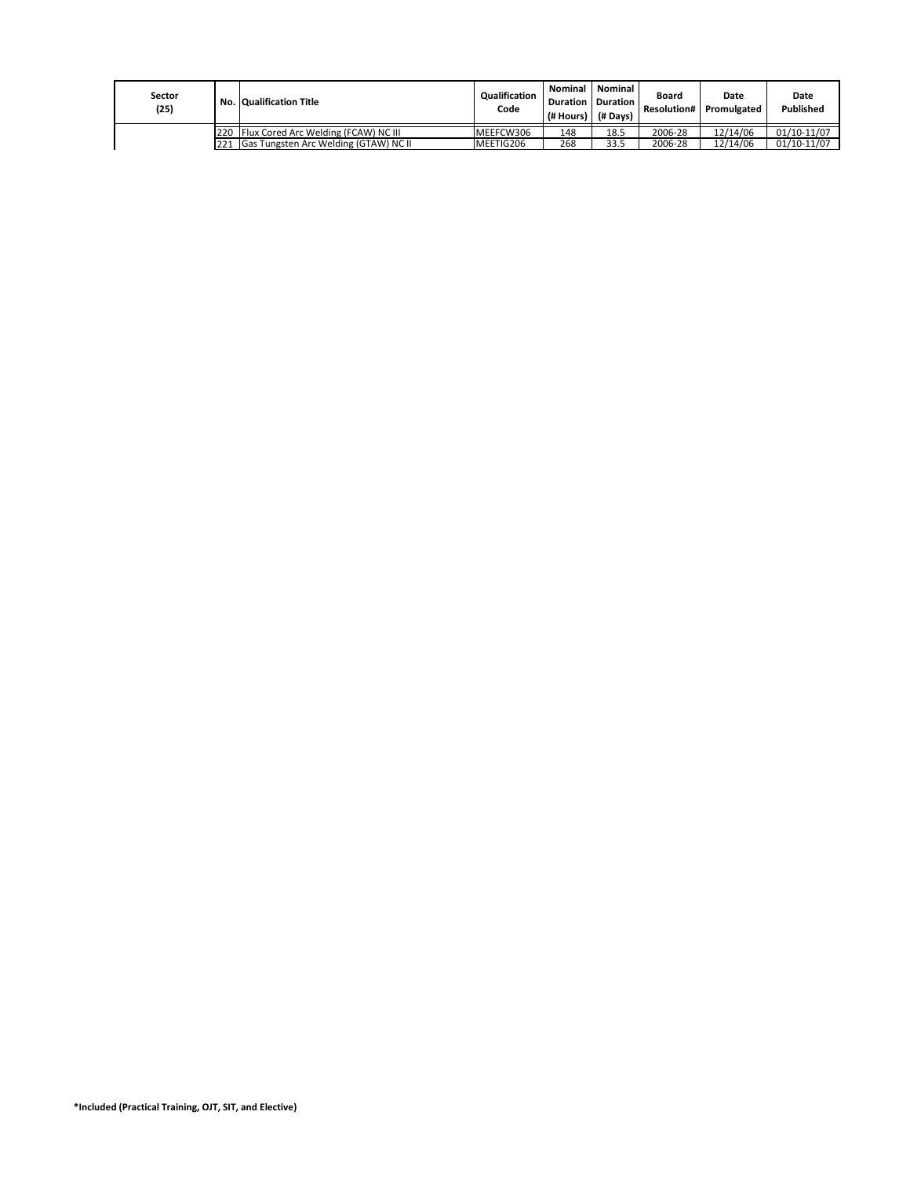| Sector (25) | No. | Qualification Title | Qualification Code | Nominal Duration (# Hours) | Nominal Duration (# Days) | Board Resolution# | Date Promulgated | Date Published |
|---|---|---|---|---|---|---|---|---|
| | 220 | Flux Cored Arc Welding (FCAW) NC III | MEEFCW306 | 148 | 18.5 | 2006-28 | 12/14/06 | 01/10-11/07 |
| | 221 | Gas Tungsten Arc Welding (GTAW) NC II | MEETIG206 | 268 | 33.5 | 2006-28 | 12/14/06 | 01/10-11/07 |

**\*Included (Practical Training, OJT, SIT, and Elective)**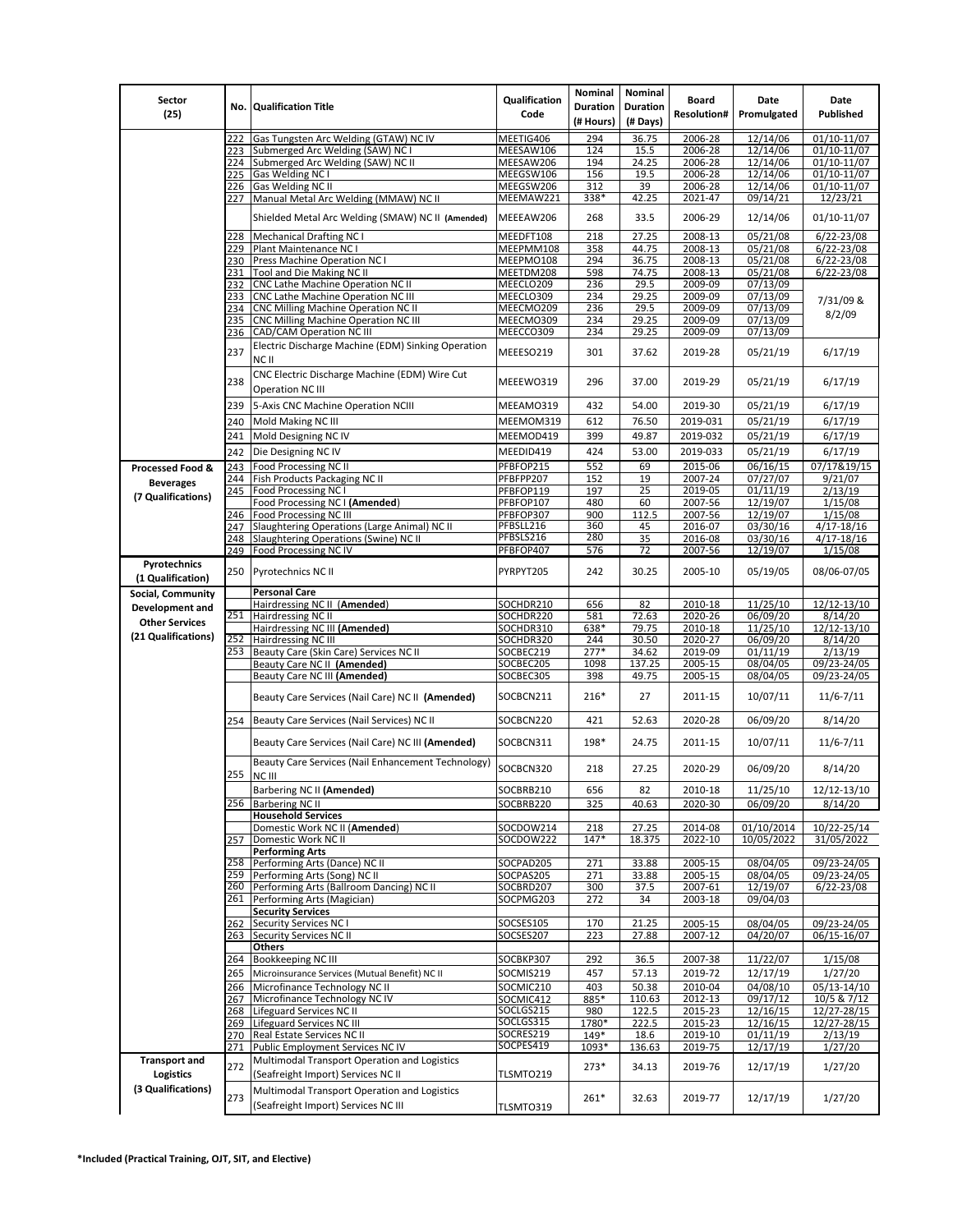| Sector (25) | No. | Qualification Title | Qualification Code | Nominal Duration (# Hours) | Nominal Duration (# Days) | Board Resolution# | Date Promulgated | Date Published |
|---|---|---|---|---|---|---|---|---|
| | 222 | Gas Tungsten Arc Welding (GTAW) NC IV | MEETIG406 | 294 | 36.75 | 2006-28 | 12/14/06 | 01/10-11/07 |
| | 223 | Submerged Arc Welding (SAW) NC I | MEESAW106 | 124 | 15.5 | 2006-28 | 12/14/06 | 01/10-11/07 |
| | 224 | Submerged Arc Welding (SAW) NC II | MEESAW206 | 194 | 24.25 | 2006-28 | 12/14/06 | 01/10-11/07 |
| | 225 | Gas Welding NC I | MEEGSW106 | 156 | 19.5 | 2006-28 | 12/14/06 | 01/10-11/07 |
| | 226 | Gas Welding NC II | MEEGSW206 | 312 | 39 | 2006-28 | 12/14/06 | 01/10-11/07 |
| | 227 | Manual Metal Arc Welding (MMAW) NC II | MEEMAW221 | 338* | 42.25 | 2021-47 | 09/14/21 | 12/23/21 |
| | | Shielded Metal Arc Welding (SMAW) NC II **(Amended)** | MEEEAW206 | 268 | 33.5 | 2006-29 | 12/14/06 | 01/10-11/07 |
| | 228 | Mechanical Drafting NC I | MEEDFT108 | 218 | 27.25 | 2008-13 | 05/21/08 | 6/22-23/08 |
| | 229 | Plant Maintenance NC I | MEEPMM108 | 358 | 44.75 | 2008-13 | 05/21/08 | 6/22-23/08 |
| | 230 | Press Machine Operation NC I | MEEPMO108 | 294 | 36.75 | 2008-13 | 05/21/08 | 6/22-23/08 |
| | 231 | Tool and Die Making NC II | MEETDM208 | 598 | 74.75 | 2008-13 | 05/21/08 | 6/22-23/08 |
| | 232 | CNC Lathe Machine Operation NC II | MEECLO209 | 236 | 29.5 | 2009-09 | 07/13/09 | 7/31/09 & 8/2/09 |
| | 233 | CNC Lathe Machine Operation NC III | MEECLO309 | 234 | 29.25 | 2009-09 | 07/13/09 | |
| | 234 | CNC Milling Machine Operation NC II | MEECMO209 | 236 | 29.5 | 2009-09 | 07/13/09 | |
| | 235 | CNC Milling Machine Operation NC III | MEECMO309 | 234 | 29.25 | 2009-09 | 07/13/09 | |
| | 236 | CAD/CAM Operation NC III | MEECCO309 | 234 | 29.25 | 2009-09 | 07/13/09 | |
| | 237 | Electric Discharge Machine (EDM) Sinking Operation NC II | MEEESO219 | 301 | 37.62 | 2019-28 | 05/21/19 | 6/17/19 |
| | 238 | CNC Electric Discharge Machine (EDM) Wire Cut Operation NC III | MEEEWO319 | 296 | 37.00 | 2019-29 | 05/21/19 | 6/17/19 |
| | 239 | 5-Axis CNC Machine Operation NCIII | MEEAMO319 | 432 | 54.00 | 2019-30 | 05/21/19 | 6/17/19 |
| | 240 | Mold Making NC III | MEEMOM319 | 612 | 76.50 | 2019-031 | 05/21/19 | 6/17/19 |
| | 241 | Mold Designing NC IV | MEEMOD419 | 399 | 49.87 | 2019-032 | 05/21/19 | 6/17/19 |
| | 242 | Die Designing NC IV | MEEDID419 | 424 | 53.00 | 2019-033 | 05/21/19 | 6/17/19 |
| **Processed Food & Beverages (7 Qualifications)** | 243 | Food Processing NC II | PFBFOP215 | 552 | 69 | 2015-06 | 06/16/15 | 07/17&19/15 |
| | 244 | Fish Products Packaging NC II | PFBFPP207 | 152 | 19 | 2007-24 | 07/27/07 | 9/21/07 |
| | 245 | Food Processing NC I | PFBFOP119 | 197 | 25 | 2019-05 | 01/11/19 | 2/13/19 |
| | | Food Processing NC I **(Amended)** | PFBFOP107 | 480 | 60 | 2007-56 | 12/19/07 | 1/15/08 |
| | 246 | Food Processing NC III | PFBFOP307 | 900 | 112.5 | 2007-56 | 12/19/07 | 1/15/08 |
| | 247 | Slaughtering Operations (Large Animal) NC II | PFBSLL216 | 360 | 45 | 2016-07 | 03/30/16 | 4/17-18/16 |
| | 248 | Slaughtering Operations (Swine) NC II | PFBSLS216 | 280 | 35 | 2016-08 | 03/30/16 | 4/17-18/16 |
| | 249 | Food Processing NC IV | PFBFOP407 | 576 | 72 | 2007-56 | 12/19/07 | 1/15/08 |
| **Pyrotechnics (1 Qualification)** | 250 | Pyrotechnics NC II | PYRPYT205 | 242 | 30.25 | 2005-10 | 05/19/05 | 08/06-07/05 |
| **Social, Community Development and Other Services (21 Qualifications)** | | **Personal Care** | | | | | | |
| | | Hairdressing NC II (**Amended**) | SOCHDR210 | 656 | 82 | 2010-18 | 11/25/10 | 12/12-13/10 |
| | 251 | Hairdressing NC II | SOCHDR220 | 581 | 72.63 | 2020-26 | 06/09/20 | 8/14/20 |
| | | Hairdressing NC III **(Amended)** | SOCHDR310 | 638* | 79.75 | 2010-18 | 11/25/10 | 12/12-13/10 |
| | 252 | Hairdressing NC III | SOCHDR320 | 244 | 30.50 | 2020-27 | 06/09/20 | 8/14/20 |
| | 253 | Beauty Care (Skin Care) Services NC II | SOCBEC219 | 277* | 34.62 | 2019-09 | 01/11/19 | 2/13/19 |
| | | Beauty Care NC II **(Amended)** | SOCBEC205 | 1098 | 137.25 | 2005-15 | 08/04/05 | 09/23-24/05 |
| | | Beauty Care NC III **(Amended)** | SOCBEC305 | 398 | 49.75 | 2005-15 | 08/04/05 | 09/23-24/05 |
| | | Beauty Care Services (Nail Care) NC II **(Amended)** | SOCBCN211 | 216* | 27 | 2011-15 | 10/07/11 | 11/6-7/11 |
| | 254 | Beauty Care Services (Nail Services) NC II | SOCBCN220 | 421 | 52.63 | 2020-28 | 06/09/20 | 8/14/20 |
| | | Beauty Care Services (Nail Care) NC III **(Amended)** | SOCBCN311 | 198* | 24.75 | 2011-15 | 10/07/11 | 11/6-7/11 |
| | 255 | Beauty Care Services (Nail Enhancement Technology) NC III | SOCBCN320 | 218 | 27.25 | 2020-29 | 06/09/20 | 8/14/20 |
| | | Barbering NC II **(Amended)** | SOCBRB210 | 656 | 82 | 2010-18 | 11/25/10 | 12/12-13/10 |
| | 256 | Barbering NC II | SOCBRB220 | 325 | 40.63 | 2020-30 | 06/09/20 | 8/14/20 |
| | | **Household Services** | | | | | | |
| | | Domestic Work NC II (**Amended**) | SOCDOW214 | 218 | 27.25 | 2014-08 | 01/10/2014 | 10/22-25/14 |
| | 257 | Domestic Work NC II | SOCDOW222 | 147* | 18.375 | 2022-10 | 10/05/2022 | 31/05/2022 |
| | | **Performing Arts** | | | | | | |
| | 258 | Performing Arts (Dance) NC II | SOCPAD205 | 271 | 33.88 | 2005-15 | 08/04/05 | 09/23-24/05 |
| | 259 | Performing Arts (Song) NC II | SOCPAS205 | 271 | 33.88 | 2005-15 | 08/04/05 | 09/23-24/05 |
| | 260 | Performing Arts (Ballroom Dancing) NC II | SOCBRD207 | 300 | 37.5 | 2007-61 | 12/19/07 | 6/22-23/08 |
| | 261 | Performing Arts (Magician) | SOCPMG203 | 272 | 34 | 2003-18 | 09/04/03 | |
| | | **Security Services** | | | | | | |
| | 262 | Security Services NC I | SOCSES105 | 170 | 21.25 | 2005-15 | 08/04/05 | 09/23-24/05 |
| | 263 | Security Services NC II | SOCSES207 | 223 | 27.88 | 2007-12 | 04/20/07 | 06/15-16/07 |
| | | **Others** | | | | | | |
| | 264 | Bookkeeping NC III | SOCBKP307 | 292 | 36.5 | 2007-38 | 11/22/07 | 1/15/08 |
| | 265 | Microinsurance Services (Mutual Benefit) NC II | SOCMIS219 | 457 | 57.13 | 2019-72 | 12/17/19 | 1/27/20 |
| | 266 | Microfinance Technology NC II | SOCMIC210 | 403 | 50.38 | 2010-04 | 04/08/10 | 05/13-14/10 |
| | 267 | Microfinance Technology NC IV | SOCMIC412 | 885* | 110.63 | 2012-13 | 09/17/12 | 10/5 & 7/12 |
| | 268 | Lifeguard Services NC II | SOCLGS215 | 980 | 122.5 | 2015-23 | 12/16/15 | 12/27-28/15 |
| | 269 | Lifeguard Services NC III | SOCLGS315 | 1780* | 222.5 | 2015-23 | 12/16/15 | 12/27-28/15 |
| | 270 | Real Estate Services NC II | SOCRES219 | 149* | 18.6 | 2019-10 | 01/11/19 | 2/13/19 |
| | 271 | Public Employment Services NC IV | SOCPES419 | 1093* | 136.63 | 2019-75 | 12/17/19 | 1/27/20 |
| **Transport and Logistics (3 Qualifications)** | 272 | Multimodal Transport Operation and Logistics (Seafreight Import) Services NC II | TLSMTO219 | 273* | 34.13 | 2019-76 | 12/17/19 | 1/27/20 |
| | 273 | Multimodal Transport Operation and Logistics (Seafreight Import) Services NC III | TLSMTO319 | 261* | 32.63 | 2019-77 | 12/17/19 | 1/27/20 |

**\*Included (Practical Training, OJT, SIT, and Elective)**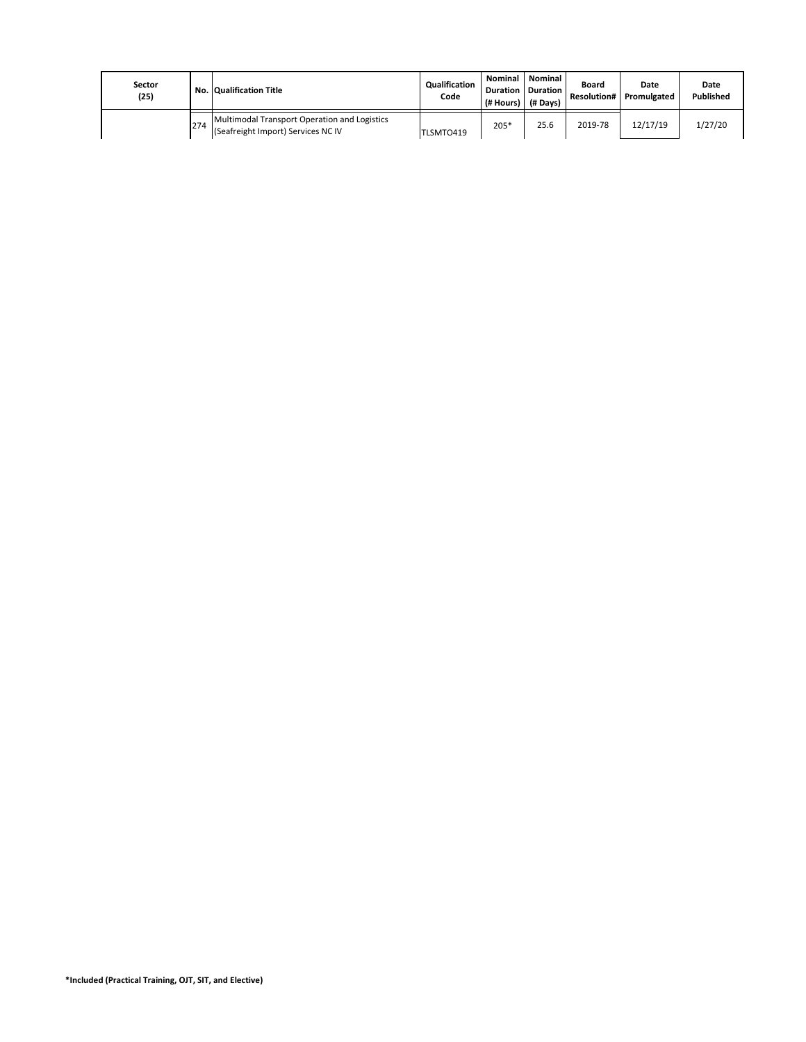| Sector (25) | No. | Qualification Title | Qualification Code | Nominal Duration (# Hours) | Nominal Duration (# Days) | Board Resolution# | Date Promulgated | Date Published |
|---|---|---|---|---|---|---|---|---|
| | 274 | Multimodal Transport Operation and Logistics (Seafreight Import) Services NC IV | TLSMTO419 | 205* | 25.6 | 2019-78 | 12/17/19 | 1/27/20 |

**\*Included (Practical Training, OJT, SIT, and Elective)**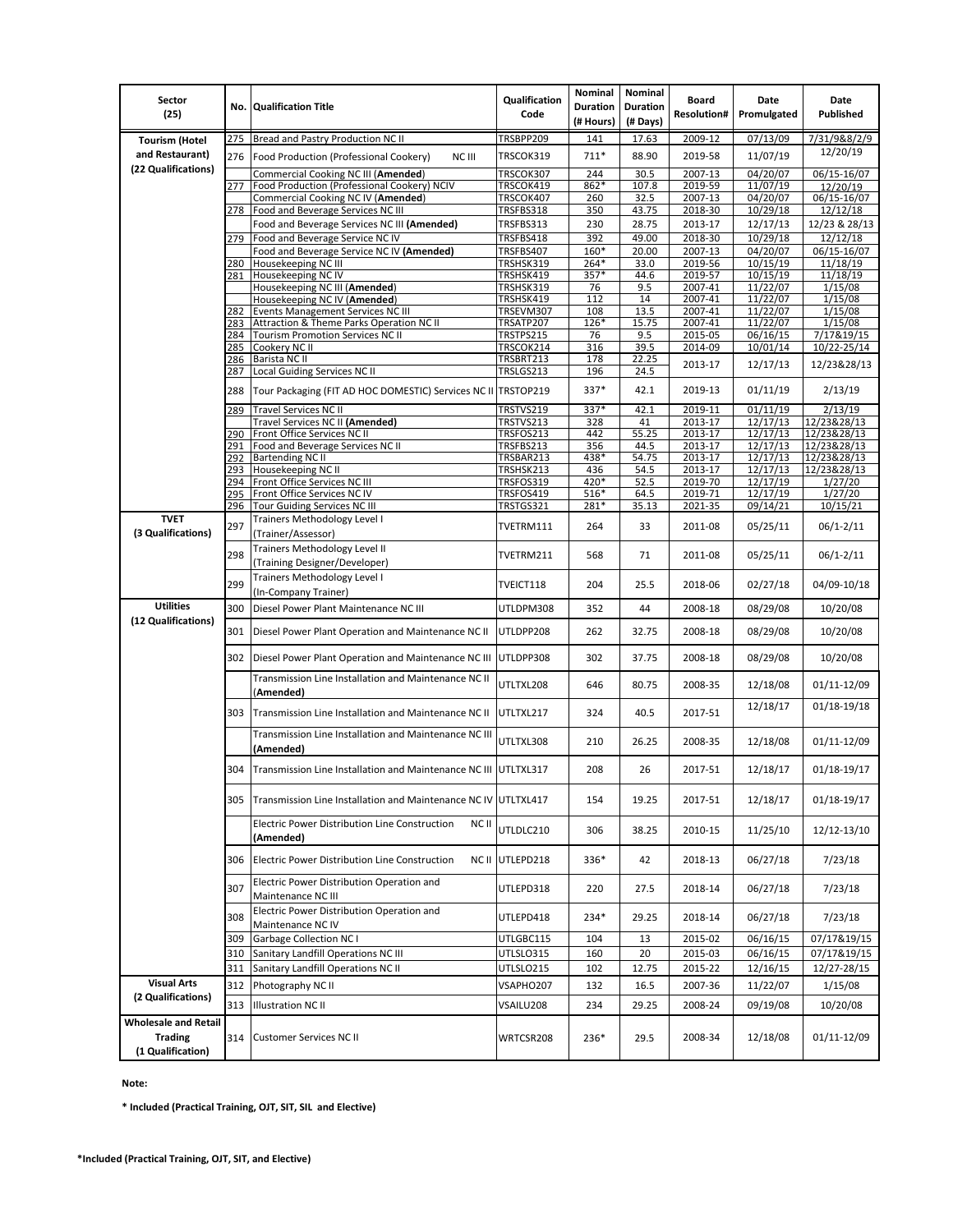| Sector (25) | No. | Qualification Title | Qualification Code | Nominal Duration (# Hours) | Nominal Duration (# Days) | Board Resolution# | Date Promulgated | Date Published |
|---|---|---|---|---|---|---|---|---|
| Tourism (Hotel and Restaurant) (22 Qualifications) | 275 | Bread and Pastry Production NC II | TRSBPP209 | 141 | 17.63 | 2009-12 | 07/13/09 | 7/31/9&8/2/9 |
| | 276 | Food Production (Professional Cookery) NC III | TRSCOK319 | 711* | 88.90 | 2019-58 | 11/07/19 | 12/20/19 |
| | | Commercial Cooking NC III (**Amended**) | TRSCOK307 | 244 | 30.5 | 2007-13 | 04/20/07 | 06/15-16/07 |
| | 277 | Food Production (Professional Cookery) NCIV | TRSCOK419 | 862* | 107.8 | 2019-59 | 11/07/19 | 12/20/19 |
| | | Commercial Cooking NC IV (**Amended**) | TRSCOK407 | 260 | 32.5 | 2007-13 | 04/20/07 | 06/15-16/07 |
| | 278 | Food and Beverage Services NC III | TRSFBS318 | 350 | 43.75 | 2018-30 | 10/29/18 | 12/12/18 |
| | | Food and Beverage Services NC III **(Amended)** | TRSFBS313 | 230 | 28.75 | 2013-17 | 12/17/13 | 12/23 & 28/13 |
| | 279 | Food and Beverage Service NC IV | TRSFBS418 | 392 | 49.00 | 2018-30 | 10/29/18 | 12/12/18 |
| | | Food and Beverage Service NC IV **(Amended)** | TRSFBS407 | 160* | 20.00 | 2007-13 | 04/20/07 | 06/15-16/07 |
| | 280 | Housekeeping NC III | TRSHSK319 | 264* | 33.0 | 2019-56 | 10/15/19 | 11/18/19 |
| | 281 | Housekeeping NC IV | TRSHSK419 | 357* | 44.6 | 2019-57 | 10/15/19 | 11/18/19 |
| | | Housekeeping NC III (**Amended**) | TRSHSK319 | 76 | 9.5 | 2007-41 | 11/22/07 | 1/15/08 |
| | | Housekeeping NC IV (**Amended**) | TRSHSK419 | 112 | 14 | 2007-41 | 11/22/07 | 1/15/08 |
| | 282 | Events Management Services NC III | TRSEVM307 | 108 | 13.5 | 2007-41 | 11/22/07 | 1/15/08 |
| | 283 | Attraction & Theme Parks Operation NC II | TRSATP207 | 126* | 15.75 | 2007-41 | 11/22/07 | 1/15/08 |
| | 284 | Tourism Promotion Services NC II | TRSTPS215 | 76 | 9.5 | 2015-05 | 06/16/15 | 7/17&19/15 |
| | 285 | Cookery NC II | TRSCOK214 | 316 | 39.5 | 2014-09 | 10/01/14 | 10/22-25/14 |
| | 286 | Barista NC II | TRSBRT213 | 178 | 22.25 | 2013-17 | 12/17/13 | 12/23&28/13 |
| | 287 | Local Guiding Services NC II | TRSLGS213 | 196 | 24.5 | | | |
| | 288 | Tour Packaging (FIT AD HOC DOMESTIC) Services NC II | TRSTOP219 | 337* | 42.1 | 2019-13 | 01/11/19 | 2/13/19 |
| | 289 | Travel Services NC II | TRSTVS219 | 337* | 42.1 | 2019-11 | 01/11/19 | 2/13/19 |
| | | Travel Services NC II **(Amended)** | TRSTVS213 | 328 | 41 | 2013-17 | 12/17/13 | 12/23&28/13 |
| | 290 | Front Office Services NC II | TRSFOS213 | 442 | 55.25 | 2013-17 | 12/17/13 | 12/23&28/13 |
| | 291 | Food and Beverage Services NC II | TRSFBS213 | 356 | 44.5 | 2013-17 | 12/17/13 | 12/23&28/13 |
| | 292 | Bartending NC II | TRSBAR213 | 438* | 54.75 | 2013-17 | 12/17/13 | 12/23&28/13 |
| | 293 | Housekeeping NC II | TRSHSK213 | 436 | 54.5 | 2013-17 | 12/17/13 | 12/23&28/13 |
| | 294 | Front Office Services NC III | TRSFOS319 | 420* | 52.5 | 2019-70 | 12/17/19 | 1/27/20 |
| | 295 | Front Office Services NC IV | TRSFOS419 | 516* | 64.5 | 2019-71 | 12/17/19 | 1/27/20 |
| | 296 | Tour Guiding Services NC III | TRSTGS321 | 281* | 35.13 | 2021-35 | 09/14/21 | 10/15/21 |
| TVET (3 Qualifications) | 297 | Trainers Methodology Level I (Trainer/Assessor) | TVETRM111 | 264 | 33 | 2011-08 | 05/25/11 | 06/1-2/11 |
| | 298 | Trainers Methodology Level II (Training Designer/Developer) | TVETRM211 | 568 | 71 | 2011-08 | 05/25/11 | 06/1-2/11 |
| | 299 | Trainers Methodology Level I (In-Company Trainer) | TVEICT118 | 204 | 25.5 | 2018-06 | 02/27/18 | 04/09-10/18 |
| Utilities (12 Qualifications) | 300 | Diesel Power Plant Maintenance NC III | UTLDPM308 | 352 | 44 | 2008-18 | 08/29/08 | 10/20/08 |
| | 301 | Diesel Power Plant Operation and Maintenance NC II | UTLDPP208 | 262 | 32.75 | 2008-18 | 08/29/08 | 10/20/08 |
| | 302 | Diesel Power Plant Operation and Maintenance NC III | UTLDPP308 | 302 | 37.75 | 2008-18 | 08/29/08 | 10/20/08 |
| | | Transmission Line Installation and Maintenance NC II **(Amended)** | UTLTXL208 | 646 | 80.75 | 2008-35 | 12/18/08 | 01/11-12/09 |
| | 303 | Transmission Line Installation and Maintenance NC II | UTLTXL217 | 324 | 40.5 | 2017-51 | 12/18/17 | 01/18-19/18 |
| | | Transmission Line Installation and Maintenance NC III **(Amended)** | UTLTXL308 | 210 | 26.25 | 2008-35 | 12/18/08 | 01/11-12/09 |
| | 304 | Transmission Line Installation and Maintenance NC III | UTLTXL317 | 208 | 26 | 2017-51 | 12/18/17 | 01/18-19/17 |
| | 305 | Transmission Line Installation and Maintenance NC IV | UTLTXL417 | 154 | 19.25 | 2017-51 | 12/18/17 | 01/18-19/17 |
| | | Electric Power Distribution Line Construction NC II **(Amended)** | UTLDLC210 | 306 | 38.25 | 2010-15 | 11/25/10 | 12/12-13/10 |
| | 306 | Electric Power Distribution Line Construction NC II | UTLEPD218 | 336* | 42 | 2018-13 | 06/27/18 | 7/23/18 |
| | 307 | Electric Power Distribution Operation and Maintenance NC III | UTLEPD318 | 220 | 27.5 | 2018-14 | 06/27/18 | 7/23/18 |
| | 308 | Electric Power Distribution Operation and Maintenance NC IV | UTLEPD418 | 234* | 29.25 | 2018-14 | 06/27/18 | 7/23/18 |
| | 309 | Garbage Collection NC I | UTLGBC115 | 104 | 13 | 2015-02 | 06/16/15 | 07/17&19/15 |
| | 310 | Sanitary Landfill Operations NC III | UTLSLO315 | 160 | 20 | 2015-03 | 06/16/15 | 07/17&19/15 |
| | 311 | Sanitary Landfill Operations NC II | UTLSLO215 | 102 | 12.75 | 2015-22 | 12/16/15 | 12/27-28/15 |
| Visual Arts (2 Qualifications) | 312 | Photography NC II | VSAPHO207 | 132 | 16.5 | 2007-36 | 11/22/07 | 1/15/08 |
| | 313 | Illustration NC II | VSAILU208 | 234 | 29.25 | 2008-24 | 09/19/08 | 10/20/08 |
| Wholesale and Retail Trading (1 Qualification) | 314 | Customer Services NC II | WRTCSR208 | 236* | 29.5 | 2008-34 | 12/18/08 | 01/11-12/09 |

**Note:**

**\* Included (Practical Training, OJT, SIT, SIL and Elective)**

**\*Included (Practical Training, OJT, SIT, and Elective)**